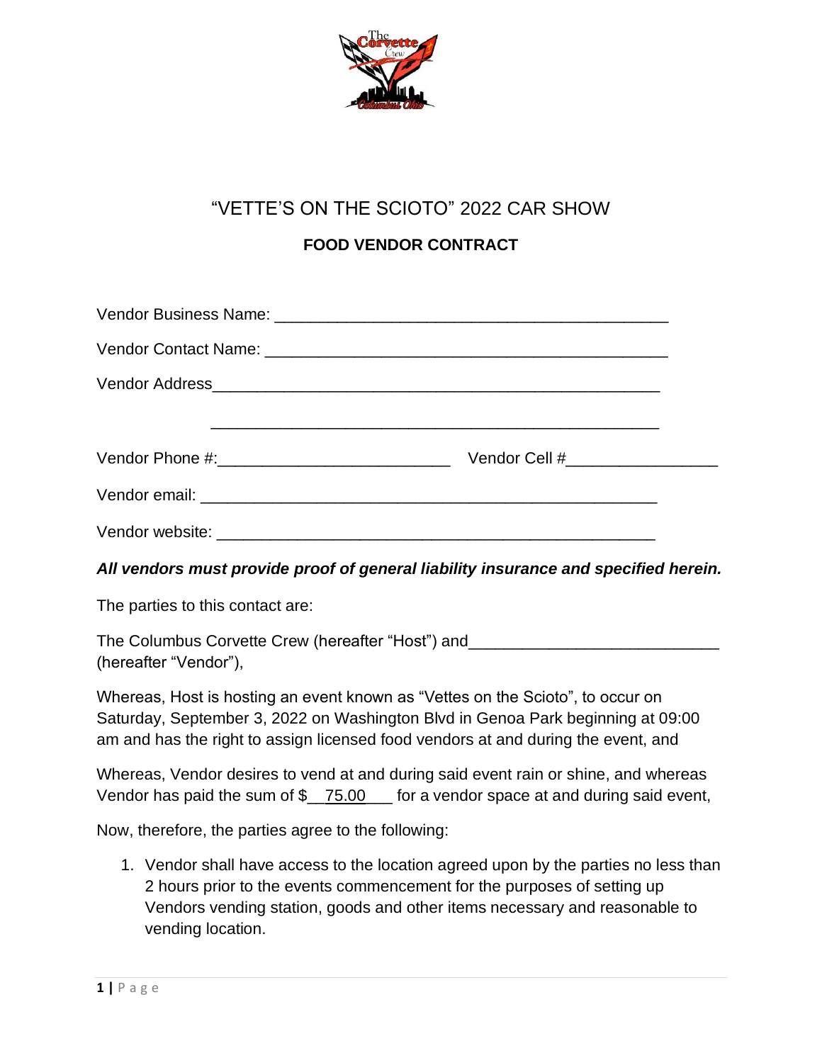# "VETTE'S ON THE SCIOTO" 2022 CAR SHOW

## FOOD VENDOR CONTRACT

Vendor Business Name: ____________________________________________

Vendor Contact Name: _____________________________________________

Vendor Address____________________________________________________

____________________________________________________

Vendor Phone #:_________________________ Vendor Cell #________________

Vendor email: _____________________________________________________

Vendor website: ___________________________________________________

***All vendors must provide proof of general liability insurance and specified herein.***

The parties to this contact are:

The Columbus Corvette Crew (hereafter "Host") and___________________________ (hereafter "Vendor"),

Whereas, Host is hosting an event known as "Vettes on the Scioto", to occur on Saturday, September 3, 2022 on Washington Blvd in Genoa Park beginning at 09:00 am and has the right to assign licensed food vendors at and during the event, and

Whereas, Vendor desires to vend at and during said event rain or shine, and whereas Vendor has paid the sum of $__75.00___ for a vendor space at and during said event,

Now, therefore, the parties agree to the following:

1. Vendor shall have access to the location agreed upon by the parties no less than 2 hours prior to the events commencement for the purposes of setting up Vendors vending station, goods and other items necessary and reasonable to vending location.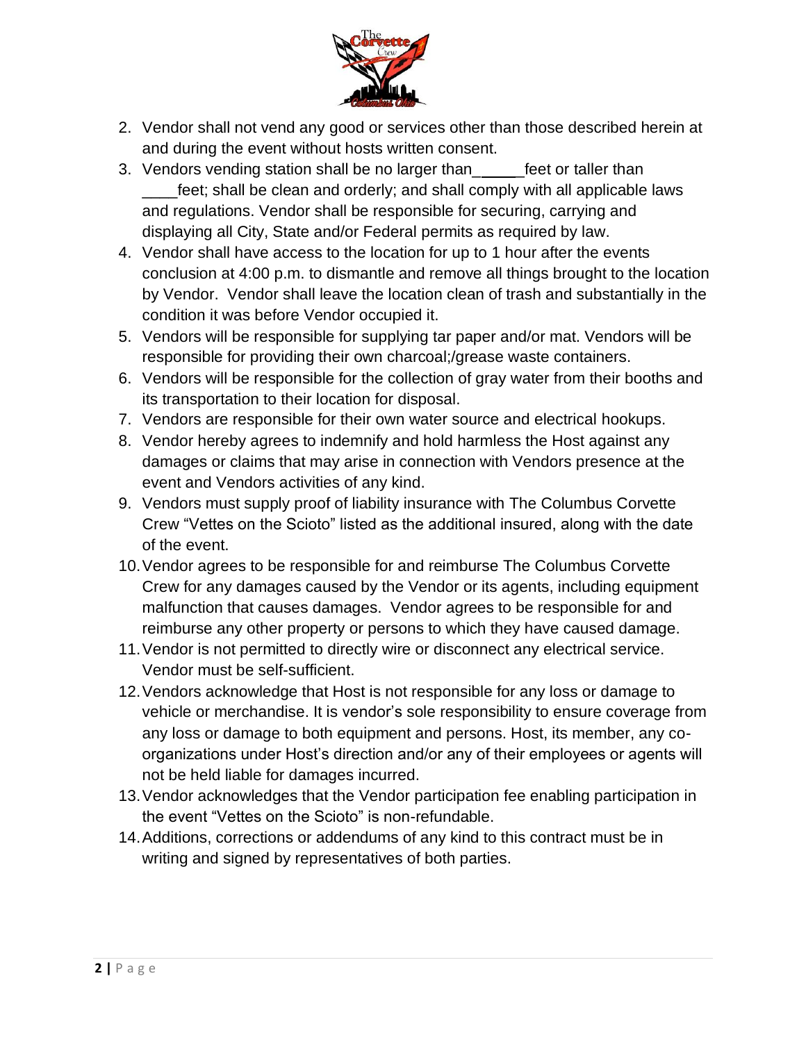2. Vendor shall not vend any good or services other than those described herein at and during the event without hosts written consent.
3. Vendors vending station shall be no larger than_____feet or taller than ____feet; shall be clean and orderly; and shall comply with all applicable laws and regulations. Vendor shall be responsible for securing, carrying and displaying all City, State and/or Federal permits as required by law.
4. Vendor shall have access to the location for up to 1 hour after the events conclusion at 4:00 p.m. to dismantle and remove all things brought to the location by Vendor. Vendor shall leave the location clean of trash and substantially in the condition it was before Vendor occupied it.
5. Vendors will be responsible for supplying tar paper and/or mat. Vendors will be responsible for providing their own charcoal;/grease waste containers.
6. Vendors will be responsible for the collection of gray water from their booths and its transportation to their location for disposal.
7. Vendors are responsible for their own water source and electrical hookups.
8. Vendor hereby agrees to indemnify and hold harmless the Host against any damages or claims that may arise in connection with Vendors presence at the event and Vendors activities of any kind.
9. Vendors must supply proof of liability insurance with The Columbus Corvette Crew "Vettes on the Scioto" listed as the additional insured, along with the date of the event.
10. Vendor agrees to be responsible for and reimburse The Columbus Corvette Crew for any damages caused by the Vendor or its agents, including equipment malfunction that causes damages. Vendor agrees to be responsible for and reimburse any other property or persons to which they have caused damage.
11. Vendor is not permitted to directly wire or disconnect any electrical service. Vendor must be self-sufficient.
12. Vendors acknowledge that Host is not responsible for any loss or damage to vehicle or merchandise. It is vendor's sole responsibility to ensure coverage from any loss or damage to both equipment and persons. Host, its member, any co-organizations under Host's direction and/or any of their employees or agents will not be held liable for damages incurred.
13. Vendor acknowledges that the Vendor participation fee enabling participation in the event "Vettes on the Scioto" is non-refundable.
14. Additions, corrections or addendums of any kind to this contract must be in writing and signed by representatives of both parties.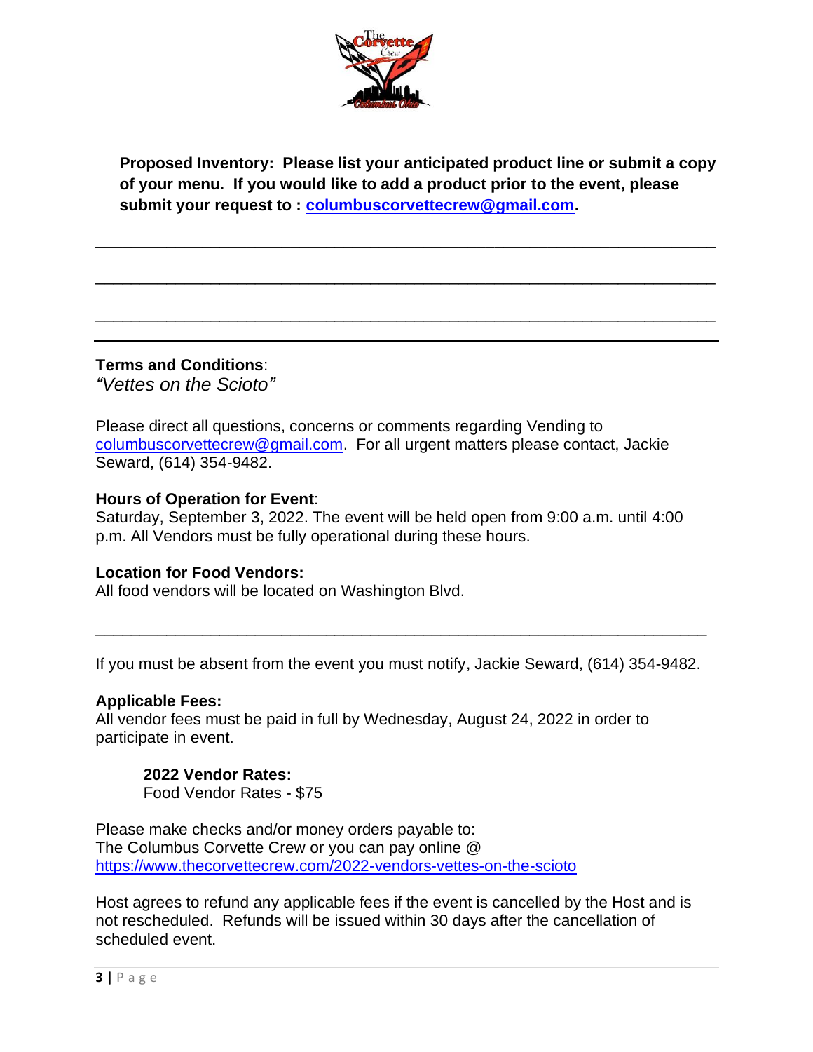**Proposed Inventory: Please list your anticipated product line or submit a copy of your menu. If you would like to add a product prior to the event, please submit your request to : columbuscorvettecrew@gmail.com.**

_______________________________________________________________________

_______________________________________________________________________

_______________________________________________________________________

---

**Terms and Conditions**:
*"Vettes on the Scioto"*

Please direct all questions, concerns or comments regarding Vending to columbuscorvettecrew@gmail.com. For all urgent matters please contact, Jackie Seward, (614) 354-9482.

**Hours of Operation for Event**:
Saturday, September 3, 2022. The event will be held open from 9:00 a.m. until 4:00 p.m. All Vendors must be fully operational during these hours.

**Location for Food Vendors:**
All food vendors will be located on Washington Blvd.

_______________________________________________________________________

If you must be absent from the event you must notify, Jackie Seward, (614) 354-9482.

**Applicable Fees:**
All vendor fees must be paid in full by Wednesday, August 24, 2022 in order to participate in event.

**2022 Vendor Rates:**
Food Vendor Rates - $75

Please make checks and/or money orders payable to:
The Columbus Corvette Crew or you can pay online @
https://www.thecorvettecrew.com/2022-vendors-vettes-on-the-scioto

Host agrees to refund any applicable fees if the event is cancelled by the Host and is not rescheduled. Refunds will be issued within 30 days after the cancellation of scheduled event.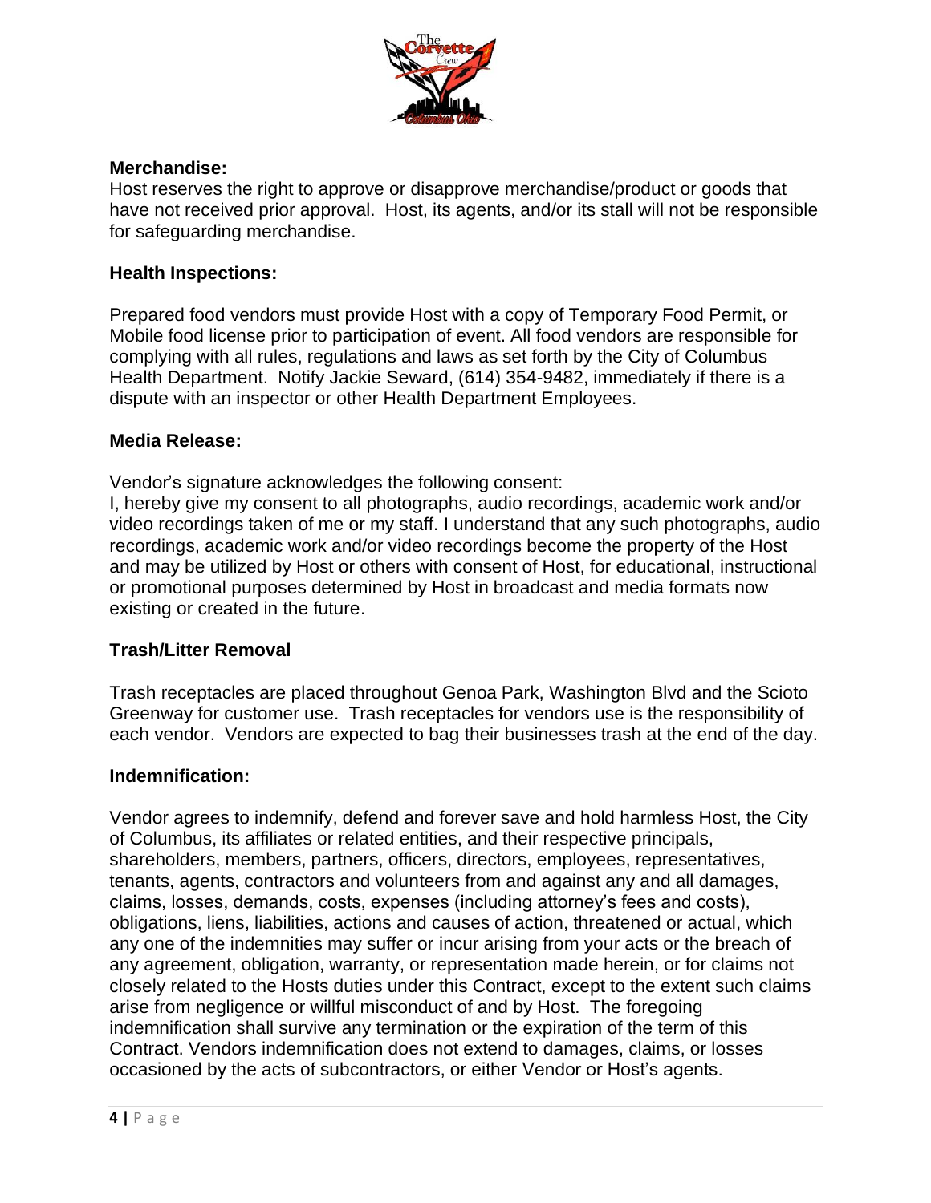## Merchandise:

Host reserves the right to approve or disapprove merchandise/product or goods that have not received prior approval. Host, its agents, and/or its stall will not be responsible for safeguarding merchandise.

## Health Inspections:

Prepared food vendors must provide Host with a copy of Temporary Food Permit, or Mobile food license prior to participation of event. All food vendors are responsible for complying with all rules, regulations and laws as set forth by the City of Columbus Health Department. Notify Jackie Seward, (614) 354-9482, immediately if there is a dispute with an inspector or other Health Department Employees.

## Media Release:

Vendor's signature acknowledges the following consent:
I, hereby give my consent to all photographs, audio recordings, academic work and/or video recordings taken of me or my staff. I understand that any such photographs, audio recordings, academic work and/or video recordings become the property of the Host and may be utilized by Host or others with consent of Host, for educational, instructional or promotional purposes determined by Host in broadcast and media formats now existing or created in the future.

## Trash/Litter Removal

Trash receptacles are placed throughout Genoa Park, Washington Blvd and the Scioto Greenway for customer use. Trash receptacles for vendors use is the responsibility of each vendor. Vendors are expected to bag their businesses trash at the end of the day.

## Indemnification:

Vendor agrees to indemnify, defend and forever save and hold harmless Host, the City of Columbus, its affiliates or related entities, and their respective principals, shareholders, members, partners, officers, directors, employees, representatives, tenants, agents, contractors and volunteers from and against any and all damages, claims, losses, demands, costs, expenses (including attorney's fees and costs), obligations, liens, liabilities, actions and causes of action, threatened or actual, which any one of the indemnities may suffer or incur arising from your acts or the breach of any agreement, obligation, warranty, or representation made herein, or for claims not closely related to the Hosts duties under this Contract, except to the extent such claims arise from negligence or willful misconduct of and by Host. The foregoing indemnification shall survive any termination or the expiration of the term of this Contract. Vendors indemnification does not extend to damages, claims, or losses occasioned by the acts of subcontractors, or either Vendor or Host's agents.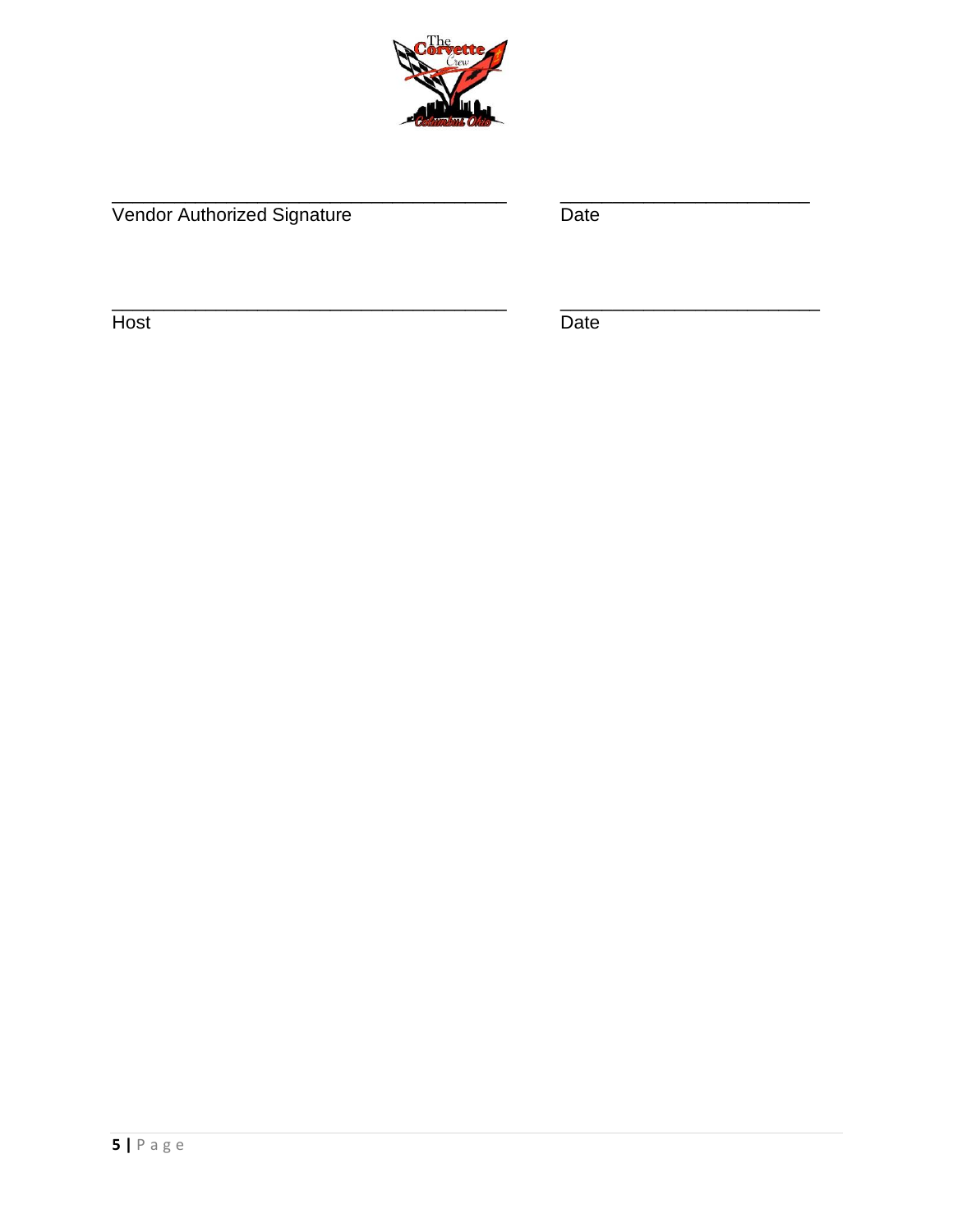_______________________________________ _________________________

Vendor Authorized Signature Date

_______________________________________ _________________________

Host Date